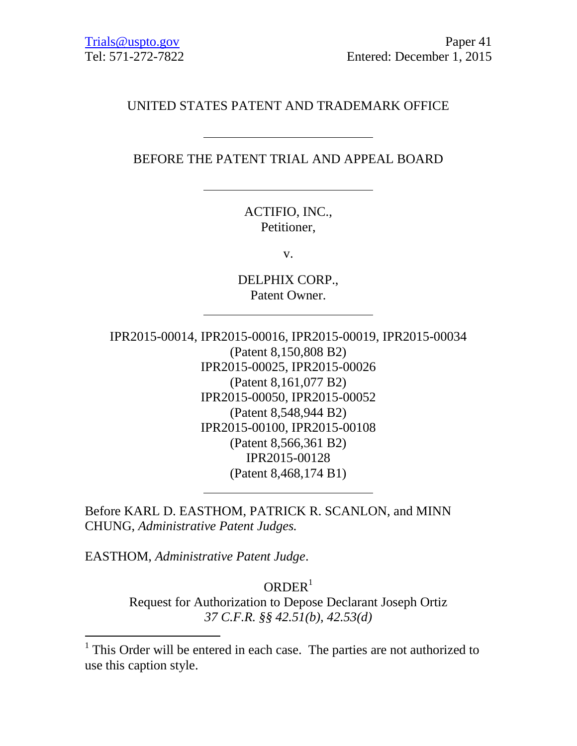Trials@uspto.gov
Tel: 571-272-7822

Paper 41
Entered: December 1, 2015

UNITED STATES PATENT AND TRADEMARK OFFICE

---

BEFORE THE PATENT TRIAL AND APPEAL BOARD

---

ACTIFIO, INC.,
Petitioner,

v.

DELPHIX CORP.,
Patent Owner.

---

IPR2015-00014, IPR2015-00016, IPR2015-00019, IPR2015-00034
(Patent 8,150,808 B2)
IPR2015-00025, IPR2015-00026
(Patent 8,161,077 B2)
IPR2015-00050, IPR2015-00052
(Patent 8,548,944 B2)
IPR2015-00100, IPR2015-00108
(Patent 8,566,361 B2)
IPR2015-00128
(Patent 8,468,174 B1)

---

Before KARL D. EASTHOM, PATRICK R. SCANLON, and MINN CHUNG, *Administrative Patent Judges.*

EASTHOM, *Administrative Patent Judge*.

ORDER[1]
Request for Authorization to Depose Declarant Joseph Ortiz
*37 C.F.R. §§ 42.51(b), 42.53(d)*

---

[1] This Order will be entered in each case. The parties are not authorized to use this caption style.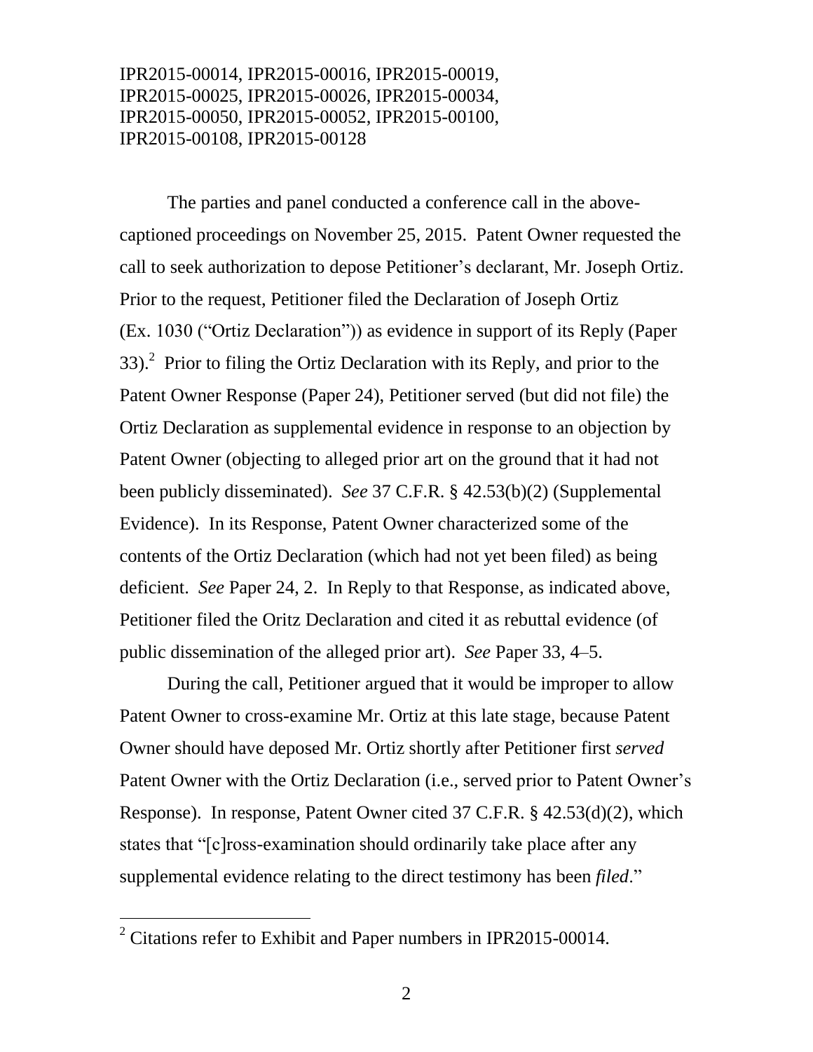The parties and panel conducted a conference call in the above-captioned proceedings on November 25, 2015. Patent Owner requested the call to seek authorization to depose Petitioner's declarant, Mr. Joseph Ortiz. Prior to the request, Petitioner filed the Declaration of Joseph Ortiz (Ex. 1030 ("Ortiz Declaration")) as evidence in support of its Reply (Paper 33).[2] Prior to filing the Ortiz Declaration with its Reply, and prior to the Patent Owner Response (Paper 24), Petitioner served (but did not file) the Ortiz Declaration as supplemental evidence in response to an objection by Patent Owner (objecting to alleged prior art on the ground that it had not been publicly disseminated). *See* 37 C.F.R. § 42.53(b)(2) (Supplemental Evidence). In its Response, Patent Owner characterized some of the contents of the Ortiz Declaration (which had not yet been filed) as being deficient. *See* Paper 24, 2. In Reply to that Response, as indicated above, Petitioner filed the Oritz Declaration and cited it as rebuttal evidence (of public dissemination of the alleged prior art). *See* Paper 33, 4–5.

During the call, Petitioner argued that it would be improper to allow Patent Owner to cross-examine Mr. Ortiz at this late stage, because Patent Owner should have deposed Mr. Ortiz shortly after Petitioner first *served* Patent Owner with the Ortiz Declaration (i.e., served prior to Patent Owner's Response). In response, Patent Owner cited 37 C.F.R. § 42.53(d)(2), which states that "[c]ross-examination should ordinarily take place after any supplemental evidence relating to the direct testimony has been *filed*."

[2] Citations refer to Exhibit and Paper numbers in IPR2015-00014.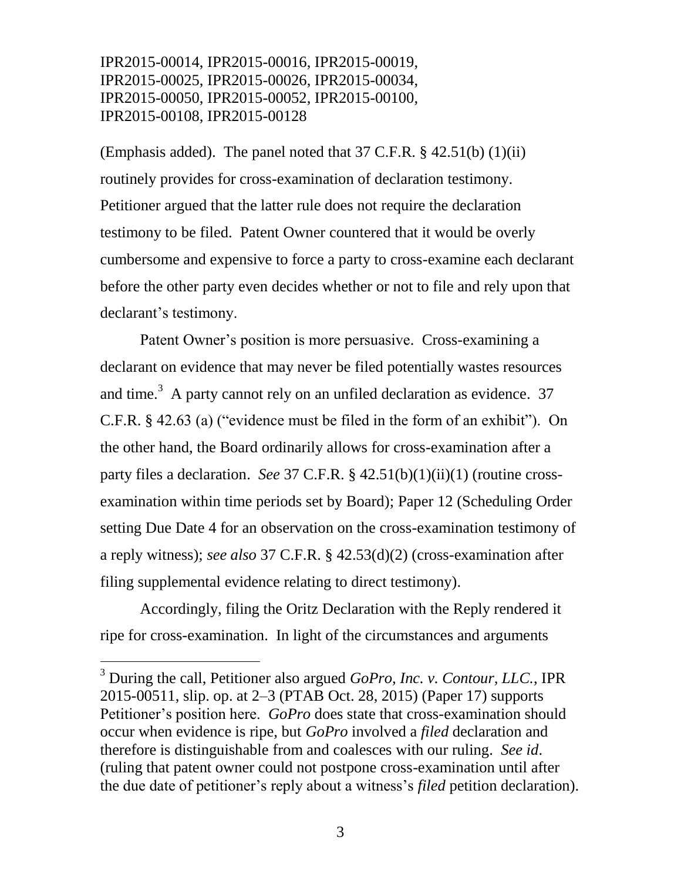(Emphasis added). The panel noted that 37 C.F.R. § 42.51(b) (1)(ii) routinely provides for cross-examination of declaration testimony. Petitioner argued that the latter rule does not require the declaration testimony to be filed. Patent Owner countered that it would be overly cumbersome and expensive to force a party to cross-examine each declarant before the other party even decides whether or not to file and rely upon that declarant's testimony.

Patent Owner's position is more persuasive. Cross-examining a declarant on evidence that may never be filed potentially wastes resources and time.[3] A party cannot rely on an unfiled declaration as evidence. 37 C.F.R. § 42.63 (a) ("evidence must be filed in the form of an exhibit"). On the other hand, the Board ordinarily allows for cross-examination after a party files a declaration. *See* 37 C.F.R. § 42.51(b)(1)(ii)(1) (routine cross-examination within time periods set by Board); Paper 12 (Scheduling Order setting Due Date 4 for an observation on the cross-examination testimony of a reply witness); *see also* 37 C.F.R. § 42.53(d)(2) (cross-examination after filing supplemental evidence relating to direct testimony).

Accordingly, filing the Oritz Declaration with the Reply rendered it ripe for cross-examination. In light of the circumstances and arguments

[3] During the call, Petitioner also argued *GoPro, Inc. v. Contour, LLC.*, IPR 2015-00511, slip. op. at 2–3 (PTAB Oct. 28, 2015) (Paper 17) supports Petitioner's position here. *GoPro* does state that cross-examination should occur when evidence is ripe, but *GoPro* involved a *filed* declaration and therefore is distinguishable from and coalesces with our ruling. *See id*. (ruling that patent owner could not postpone cross-examination until after the due date of petitioner's reply about a witness's *filed* petition declaration).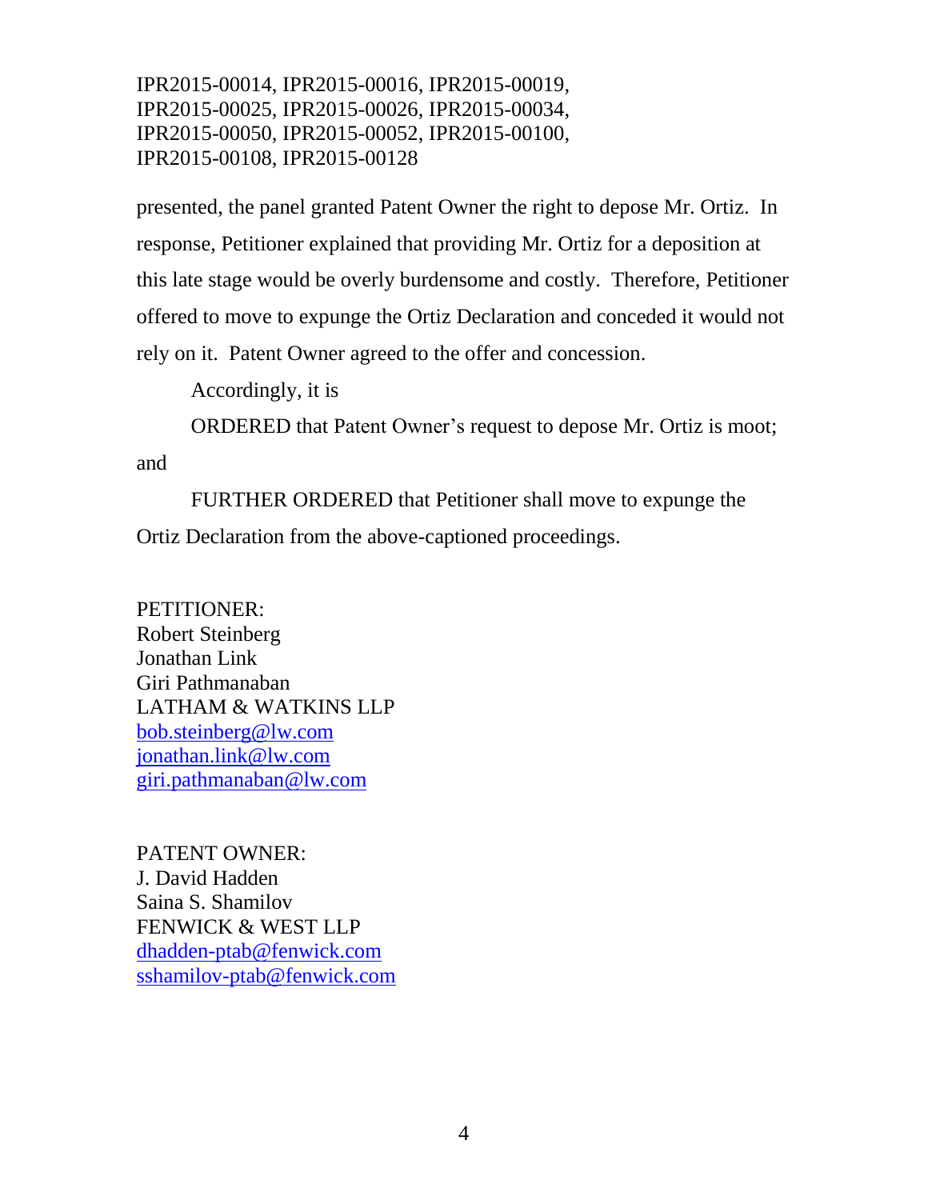presented, the panel granted Patent Owner the right to depose Mr. Ortiz. In response, Petitioner explained that providing Mr. Ortiz for a deposition at this late stage would be overly burdensome and costly. Therefore, Petitioner offered to move to expunge the Ortiz Declaration and conceded it would not rely on it. Patent Owner agreed to the offer and concession.

Accordingly, it is

ORDERED that Patent Owner's request to depose Mr. Ortiz is moot; and

FURTHER ORDERED that Petitioner shall move to expunge the Ortiz Declaration from the above-captioned proceedings.

PETITIONER:
Robert Steinberg
Jonathan Link
Giri Pathmanaban
LATHAM & WATKINS LLP
bob.steinberg@lw.com
jonathan.link@lw.com
giri.pathmanaban@lw.com

PATENT OWNER:
J. David Hadden
Saina S. Shamilov
FENWICK & WEST LLP
dhadden-ptab@fenwick.com
sshamilov-ptab@fenwick.com